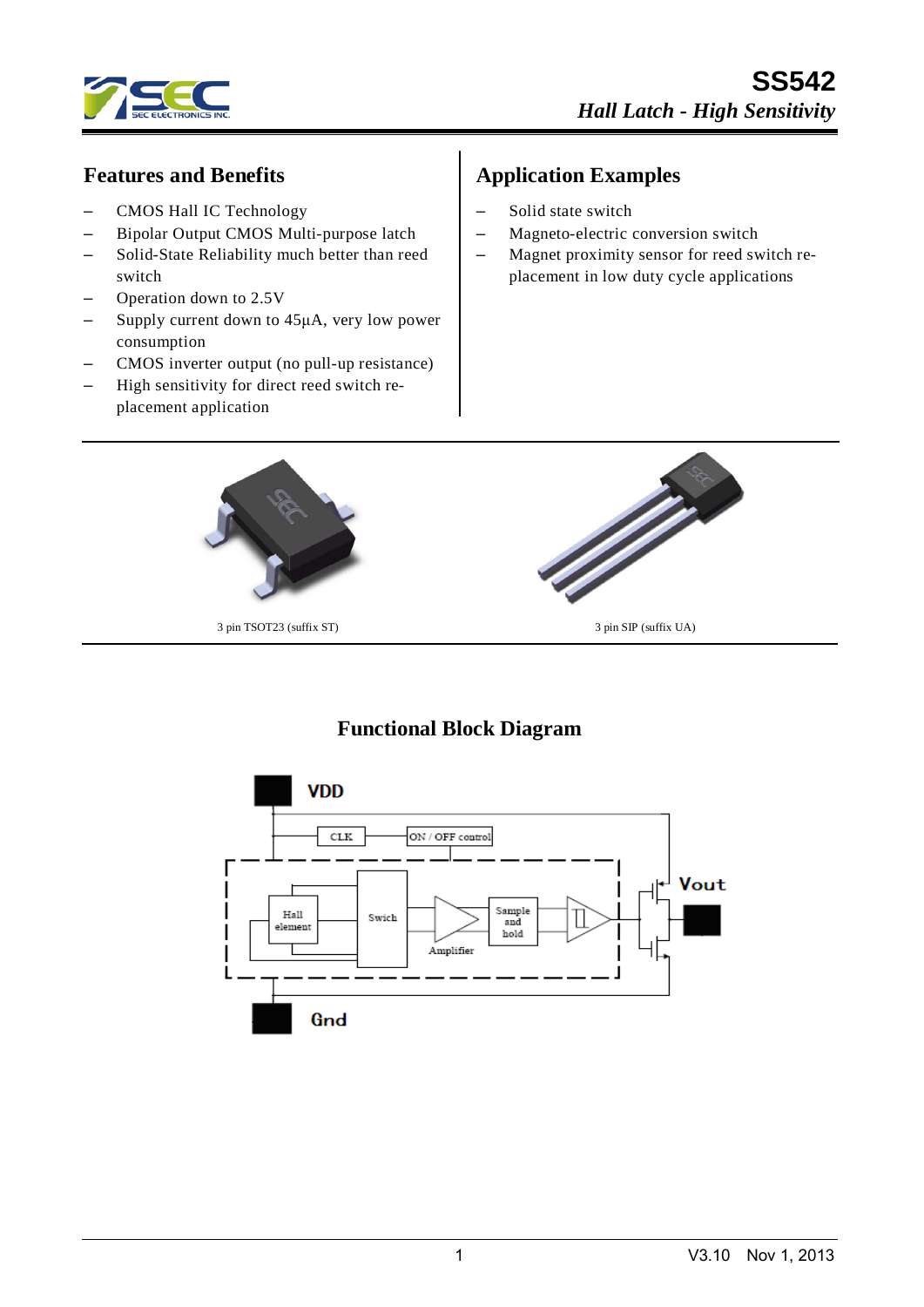# SS542

*Hall Latch - High Sensitivity*

## Features and Benefits

- CMOS Hall IC Technology
- Bipolar Output CMOS Multi-purpose latch
- Solid-State Reliability much better than reed switch
- Operation down to 2.5V
- Supply current down to 45µA, very low power consumption
- CMOS inverter output (no pull-up resistance)
- High sensitivity for direct reed switch re-placement application

## Application Examples

- Solid state switch
- Magneto-electric conversion switch
- Magnet proximity sensor for reed switch re-placement in low duty cycle applications

3 pin TSOT23 (suffix ST)

3 pin SIP (suffix UA)

## Functional Block Diagram

VDD

CLK

ON / OFF control

Hall element

Swich

Amplifier

Sample and hold

Vout

Gnd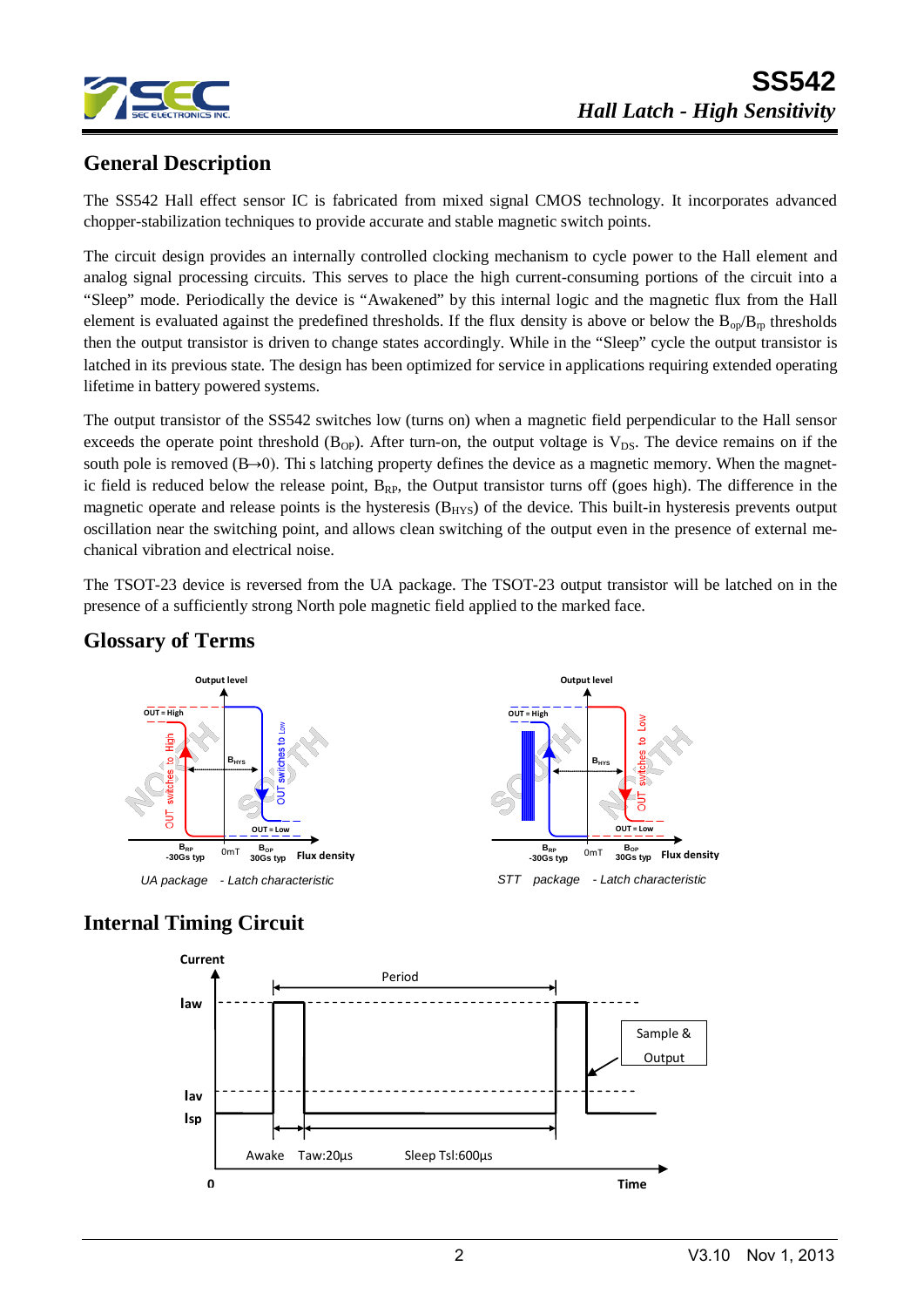## General Description

The SS542 Hall effect sensor IC is fabricated from mixed signal CMOS technology. It incorporates advanced chopper-stabilization techniques to provide accurate and stable magnetic switch points.

The circuit design provides an internally controlled clocking mechanism to cycle power to the Hall element and analog signal processing circuits. This serves to place the high current-consuming portions of the circuit into a "Sleep" mode. Periodically the device is "Awakened" by this internal logic and the magnetic flux from the Hall element is evaluated against the predefined thresholds. If the flux density is above or below the $B_{op}/B_{rp}$ thresholds then the output transistor is driven to change states accordingly. While in the "Sleep" cycle the output transistor is latched in its previous state. The design has been optimized for service in applications requiring extended operating lifetime in battery powered systems.

The output transistor of the SS542 switches low (turns on) when a magnetic field perpendicular to the Hall sensor exceeds the operate point threshold ($B_{OP}$). After turn-on, the output voltage is $V_{DS}$. The device remains on if the south pole is removed (B→0). Thi s latching property defines the device as a magnetic memory. When the magnetic field is reduced below the release point, $B_{RP}$, the Output transistor turns off (goes high). The difference in the magnetic operate and release points is the hysteresis ($B_{HYS}$) of the device. This built-in hysteresis prevents output oscillation near the switching point, and allows clean switching of the output even in the presence of external mechanical vibration and electrical noise.

The TSOT-23 device is reversed from the UA package. The TSOT-23 output transistor will be latched on in the presence of a sufficiently strong North pole magnetic field applied to the marked face.

## Glossary of Terms

*UA package - Latch characteristic*

*STT package - Latch characteristic*

## Internal Timing Circuit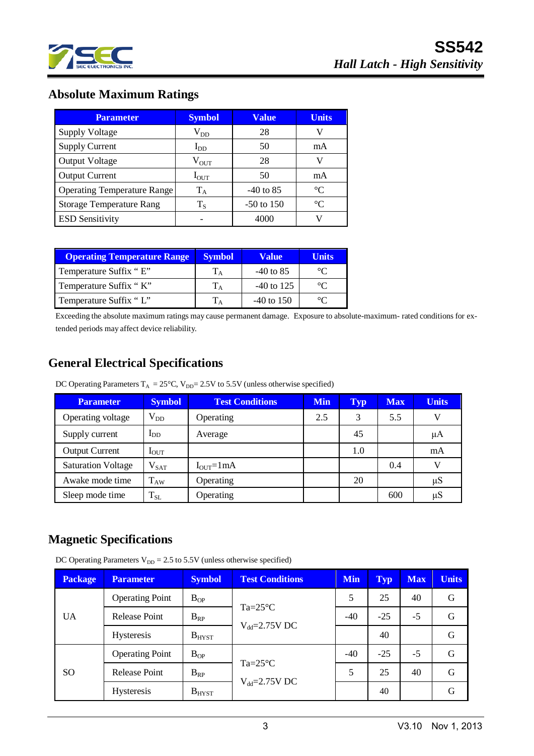## Absolute Maximum Ratings

| Parameter | Symbol | Value | Units |
|---|---|---|---|
| Supply Voltage | $V_{DD}$ | 28 | V |
| Supply Current | $I_{DD}$ | 50 | mA |
| Output Voltage | $V_{OUT}$ | 28 | V |
| Output Current | $I_{OUT}$ | 50 | mA |
| Operating Temperature Range | $T_A$ | -40 to 85 | °C |
| Storage Temperature Rang | $T_S$ | -50 to 150 | °C |
| ESD Sensitivity | - | 4000 | V |

| Operating Temperature Range | Symbol | Value | Units |
|---|---|---|---|
| Temperature Suffix " E" | $T_A$ | -40 to 85 | °C |
| Temperature Suffix " K" | $T_A$ | -40 to 125 | °C |
| Temperature Suffix " L" | $T_A$ | -40 to 150 | °C |

Exceeding the absolute maximum ratings may cause permanent damage. Exposure to absolute-maximum- rated conditions for extended periods may affect device reliability.

## General Electrical Specifications

DC Operating Parameters $T_A$ = 25°C, $V_{DD}$= 2.5V to 5.5V (unless otherwise specified)

| Parameter | Symbol | Test Conditions | Min | Typ | Max | Units |
|---|---|---|---|---|---|---|
| Operating voltage | $V_{DD}$ | Operating | 2.5 | 3 | 5.5 | V |
| Supply current | $I_{DD}$ | Average | | 45 | | μA |
| Output Current | $I_{OUT}$ | | | 1.0 | | mA |
| Saturation Voltage | $V_{SAT}$ | $I_{OUT}$=1mA | | | 0.4 | V |
| Awake mode time | $T_{AW}$ | Operating | | 20 | | μS |
| Sleep mode time | $T_{SL}$ | Operating | | | 600 | μS |

## Magnetic Specifications

DC Operating Parameters $V_{DD}$ = 2.5 to 5.5V (unless otherwise specified)

| Package | Parameter | Symbol | Test Conditions | Min | Typ | Max | Units |
|---|---|---|---|---|---|---|---|
| UA | Operating Point | $B_{OP}$ | Ta=25°C $V_{dd}$=2.75V DC | 5 | 25 | 40 | G |
| | Release Point | $B_{RP}$ | | -40 | -25 | -5 | G |
| | Hysteresis | $B_{HYST}$ | | | 40 | | G |
| SO | Operating Point | $B_{OP}$ | Ta=25°C $V_{dd}$=2.75V DC | -40 | -25 | -5 | G |
| | Release Point | $B_{RP}$ | | 5 | 25 | 40 | G |
| | Hysteresis | $B_{HYST}$ | | | 40 | | G |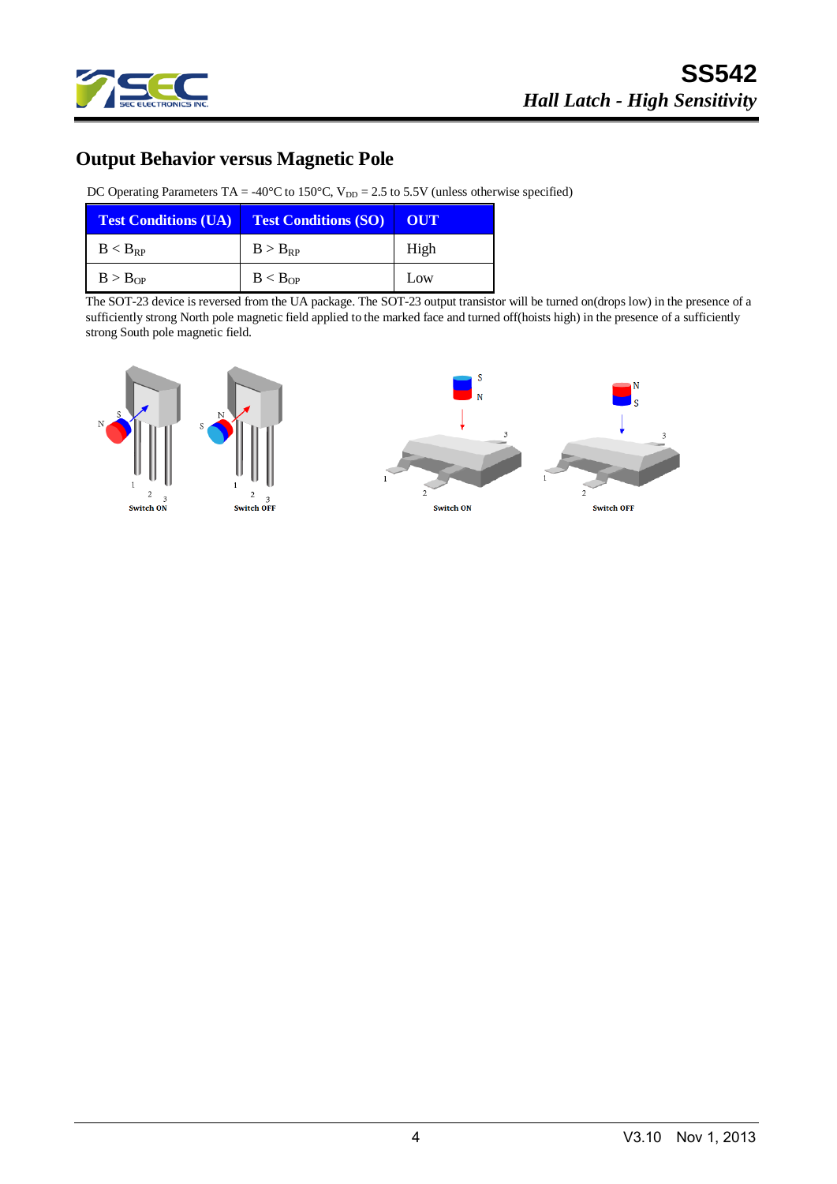## Output Behavior versus Magnetic Pole

DC Operating Parameters TA = -40°C to 150°C, $V_{DD}$ = 2.5 to 5.5V (unless otherwise specified)

| Test Conditions (UA) | Test Conditions (SO) | OUT |
|---|---|---|
| $B < B_{RP}$ | $B > B_{RP}$ | High |
| $B > B_{OP}$ | $B < B_{OP}$ | Low |

The SOT-23 device is reversed from the UA package. The SOT-23 output transistor will be turned on(drops low) in the presence of a sufficiently strong North pole magnetic field applied to the marked face and turned off(hoists high) in the presence of a sufficiently strong South pole magnetic field.

Switch ON    Switch OFF    Switch ON    Switch OFF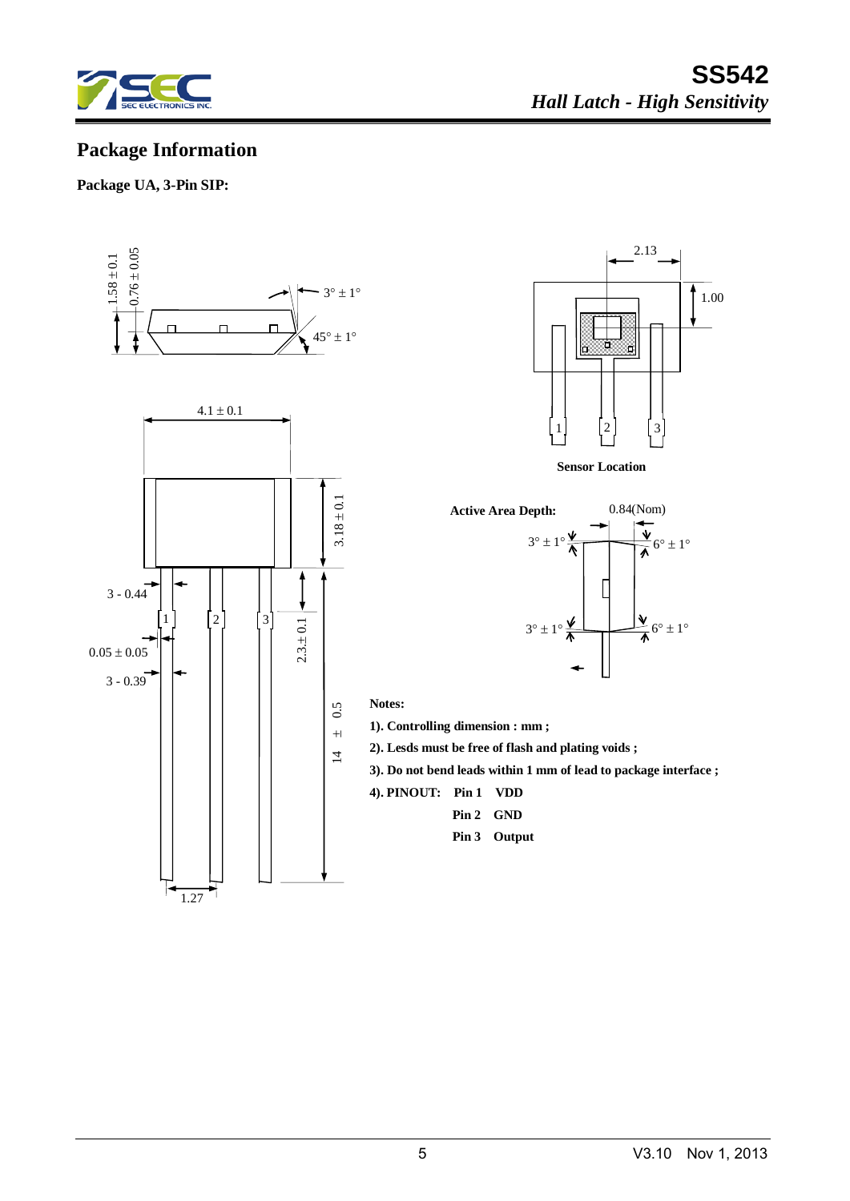## Package Information

**Package UA, 3-Pin SIP:**

**Sensor Location**

**Active Area Depth:** 0.84(Nom)

**Notes:**

**1). Controlling dimension : mm ;**

**2). Lesds must be free of flash and plating voids ;**

**3). Do not bend leads within 1 mm of lead to package interface ;**

**4). PINOUT: Pin 1 VDD**

**Pin 2 GND**

**Pin 3 Output**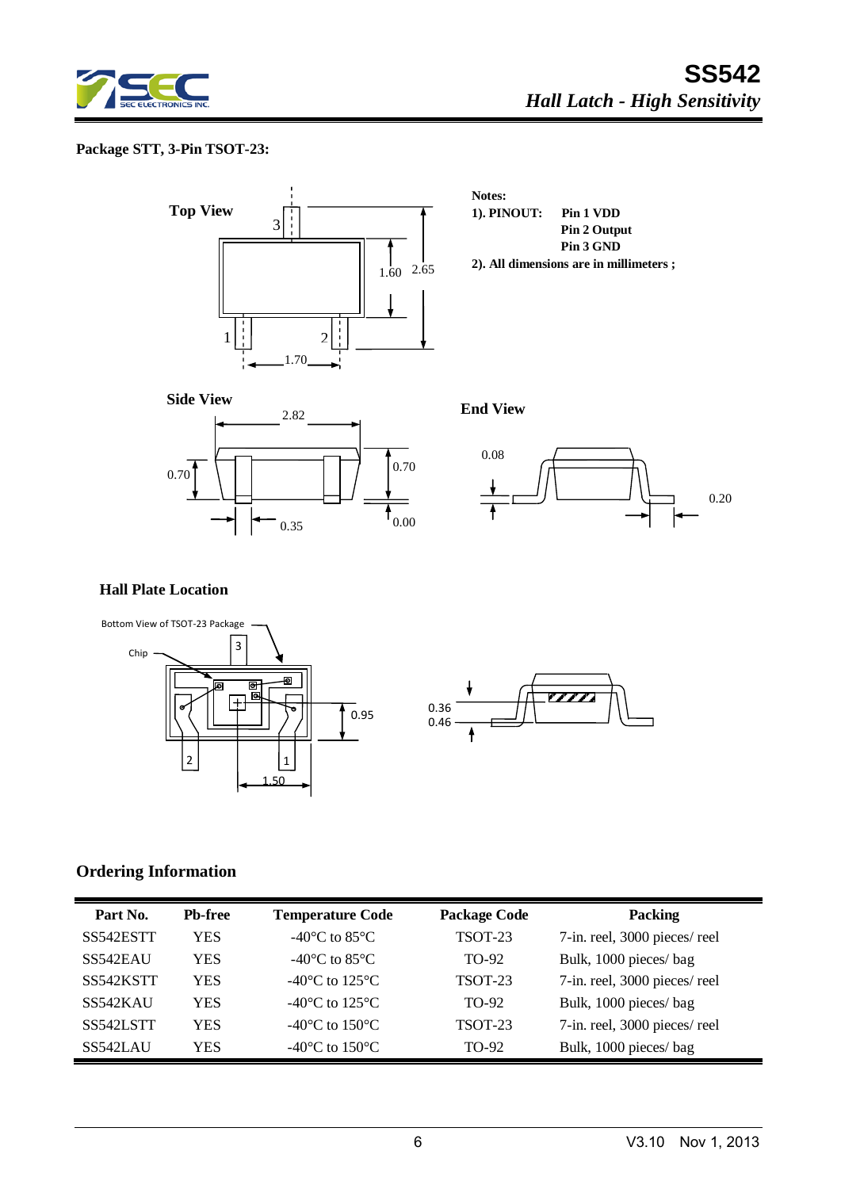**Package STT, 3-Pin TSOT-23:**

Top View

3

1.60 2.65

1 2

1.70

**Notes:**
**1). PINOUT: Pin 1 VDD**
**Pin 2 Output**
**Pin 3 GND**
**2). All dimensions are in millimeters ;**

Side View

2.82

0.70 0.70

0.35 0.00

End View

0.08

0.20

**Hall Plate Location**

Bottom View of TSOT-23 Package

Chip

3

0.95

2 1

1.50

0.36
0.46

## Ordering Information

| Part No. | Pb-free | Temperature Code | Package Code | Packing |
|---|---|---|---|---|
| SS542ESTT | YES | -40°C to 85°C | TSOT-23 | 7-in. reel, 3000 pieces/ reel |
| SS542EAU | YES | -40°C to 85°C | TO-92 | Bulk, 1000 pieces/ bag |
| SS542KSTT | YES | -40°C to 125°C | TSOT-23 | 7-in. reel, 3000 pieces/ reel |
| SS542KAU | YES | -40°C to 125°C | TO-92 | Bulk, 1000 pieces/ bag |
| SS542LSTT | YES | -40°C to 150°C | TSOT-23 | 7-in. reel, 3000 pieces/ reel |
| SS542LAU | YES | -40°C to 150°C | TO-92 | Bulk, 1000 pieces/ bag |